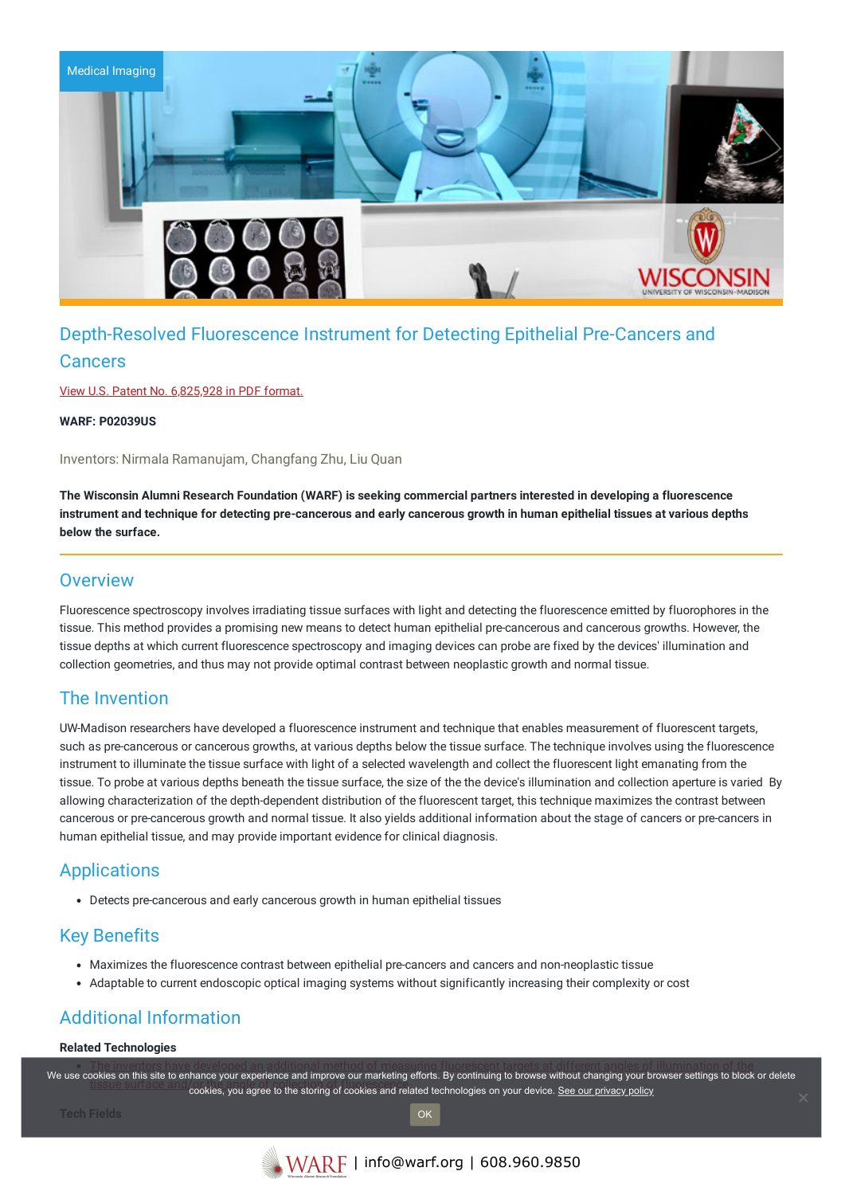Medical Imaging

# Depth-Resolved Fluorescence Instrument for Detecting Epithelial Pre-Cancers and Cancers

View U.S. Patent No. 6,825,928 in PDF format.

**WARF: P02039US**

Inventors: Nirmala Ramanujam, Changfang Zhu, Liu Quan

**The Wisconsin Alumni Research Foundation (WARF) is seeking commercial partners interested in developing a fluorescence instrument and technique for detecting pre-cancerous and early cancerous growth in human epithelial tissues at various depths below the surface.**

## Overview

Fluorescence spectroscopy involves irradiating tissue surfaces with light and detecting the fluorescence emitted by fluorophores in the tissue. This method provides a promising new means to detect human epithelial pre-cancerous and cancerous growths. However, the tissue depths at which current fluorescence spectroscopy and imaging devices can probe are fixed by the devices' illumination and collection geometries, and thus may not provide optimal contrast between neoplastic growth and normal tissue.

## The Invention

UW-Madison researchers have developed a fluorescence instrument and technique that enables measurement of fluorescent targets, such as pre-cancerous or cancerous growths, at various depths below the tissue surface. The technique involves using the fluorescence instrument to illuminate the tissue surface with light of a selected wavelength and collect the fluorescent light emanating from the tissue. To probe at various depths beneath the tissue surface, the size of the the device's illumination and collection aperture is varied By allowing characterization of the depth-dependent distribution of the fluorescent target, this technique maximizes the contrast between cancerous or pre-cancerous growth and normal tissue. It also yields additional information about the stage of cancers or pre-cancers in human epithelial tissue, and may provide important evidence for clinical diagnosis.

## Applications

- Detects pre-cancerous and early cancerous growth in human epithelial tissues

## Key Benefits

- Maximizes the fluorescence contrast between epithelial pre-cancers and cancers and non-neoplastic tissue
- Adaptable to current endoscopic optical imaging systems without significantly increasing their complexity or cost

## Additional Information

**Related Technologies**

- The inventors have developed an additional method of measuring fluorescent targets at different angles of illumination of the tissue surface and ...

**Tech Fields**

We use cookies on this site to enhance your experience and improve our marketing efforts. By continuing to browse without changing your browser settings to block or delete cookies, you agree to the storing of cookies and related technologies on your device. See our privacy policy

OK

WARF | info@warf.org | 608.960.9850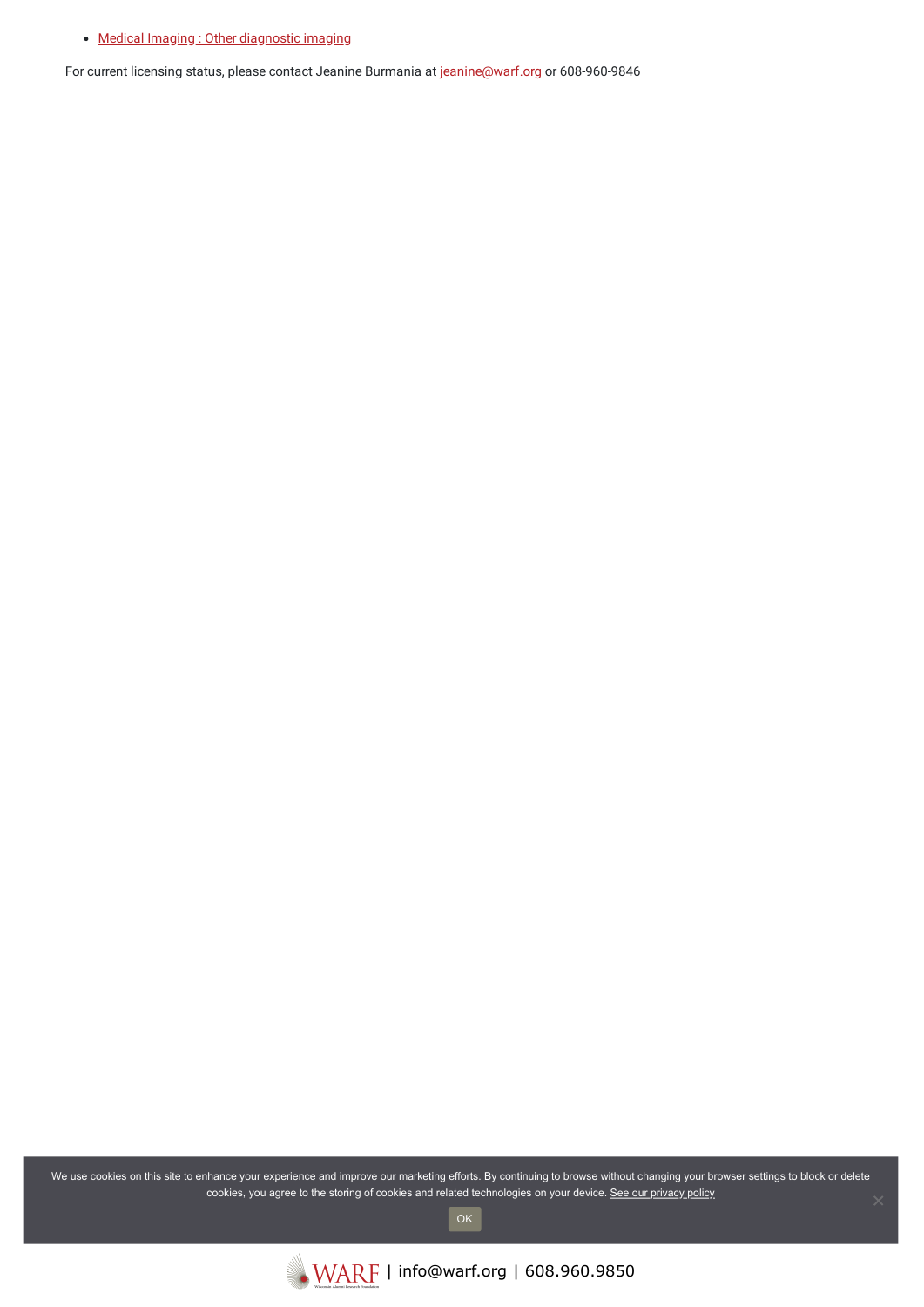- Medical Imaging : Other diagnostic imaging

For current licensing status, please contact Jeanine Burmania at jeanine@warf.org or 608-960-9846